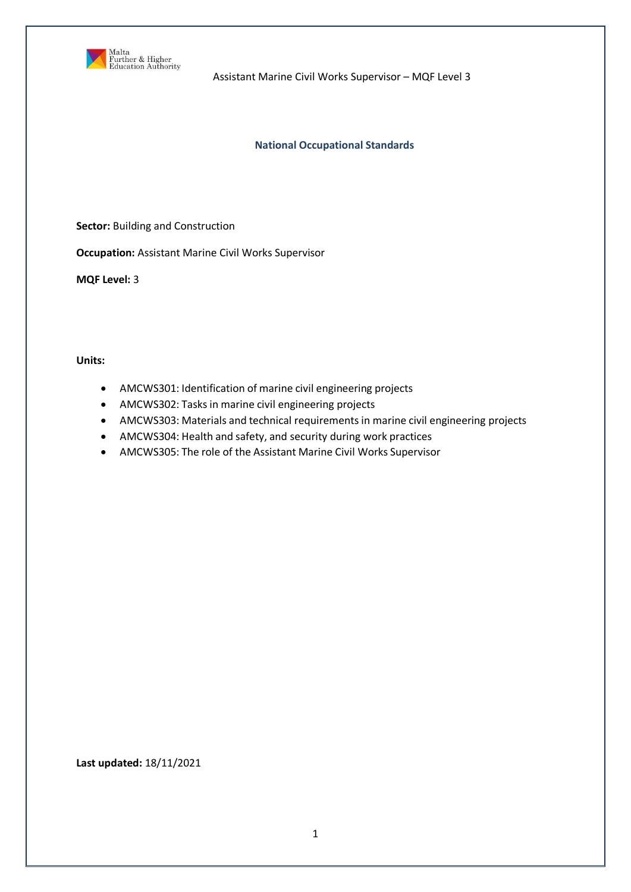Assistant Marine Civil Works Supervisor – MQF Level 3

## National Occupational Standards

**Sector:** Building and Construction

**Occupation:** Assistant Marine Civil Works Supervisor

**MQF Level:** 3

**Units:**

- AMCWS301: Identification of marine civil engineering projects
- AMCWS302: Tasks in marine civil engineering projects
- AMCWS303: Materials and technical requirements in marine civil engineering projects
- AMCWS304: Health and safety, and security during work practices
- AMCWS305: The role of the Assistant Marine Civil Works Supervisor

**Last updated:** 18/11/2021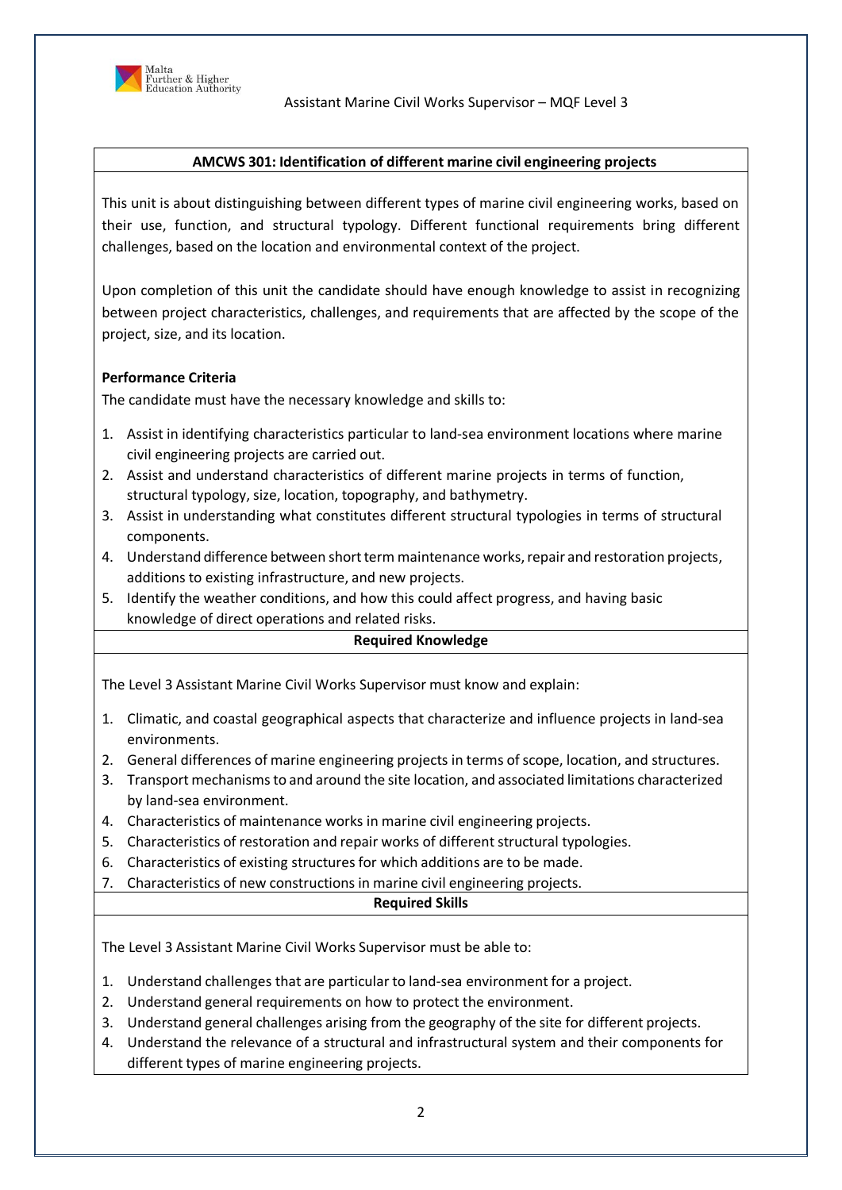## AMCWS 301: Identification of different marine civil engineering projects

This unit is about distinguishing between different types of marine civil engineering works, based on their use, function, and structural typology. Different functional requirements bring different challenges, based on the location and environmental context of the project.

Upon completion of this unit the candidate should have enough knowledge to assist in recognizing between project characteristics, challenges, and requirements that are affected by the scope of the project, size, and its location.

**Performance Criteria**

The candidate must have the necessary knowledge and skills to:

1. Assist in identifying characteristics particular to land-sea environment locations where marine civil engineering projects are carried out.
2. Assist and understand characteristics of different marine projects in terms of function, structural typology, size, location, topography, and bathymetry.
3. Assist in understanding what constitutes different structural typologies in terms of structural components.
4. Understand difference between short term maintenance works, repair and restoration projects, additions to existing infrastructure, and new projects.
5. Identify the weather conditions, and how this could affect progress, and having basic knowledge of direct operations and related risks.

**Required Knowledge**

The Level 3 Assistant Marine Civil Works Supervisor must know and explain:

1. Climatic, and coastal geographical aspects that characterize and influence projects in land-sea environments.
2. General differences of marine engineering projects in terms of scope, location, and structures.
3. Transport mechanisms to and around the site location, and associated limitations characterized by land-sea environment.
4. Characteristics of maintenance works in marine civil engineering projects.
5. Characteristics of restoration and repair works of different structural typologies.
6. Characteristics of existing structures for which additions are to be made.
7. Characteristics of new constructions in marine civil engineering projects.

**Required Skills**

The Level 3 Assistant Marine Civil Works Supervisor must be able to:

1. Understand challenges that are particular to land-sea environment for a project.
2. Understand general requirements on how to protect the environment.
3. Understand general challenges arising from the geography of the site for different projects.
4. Understand the relevance of a structural and infrastructural system and their components for different types of marine engineering projects.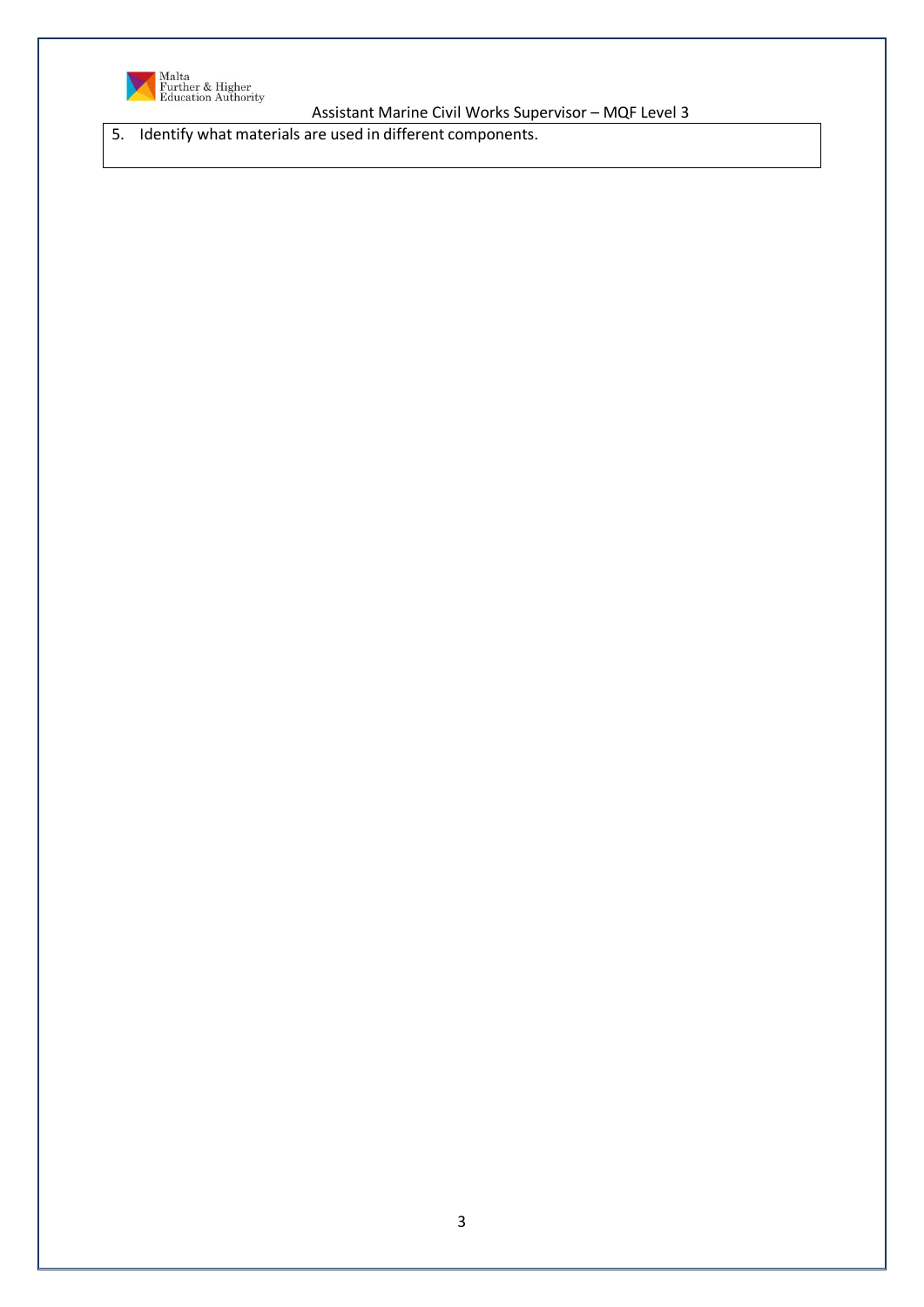5. Identify what materials are used in different components.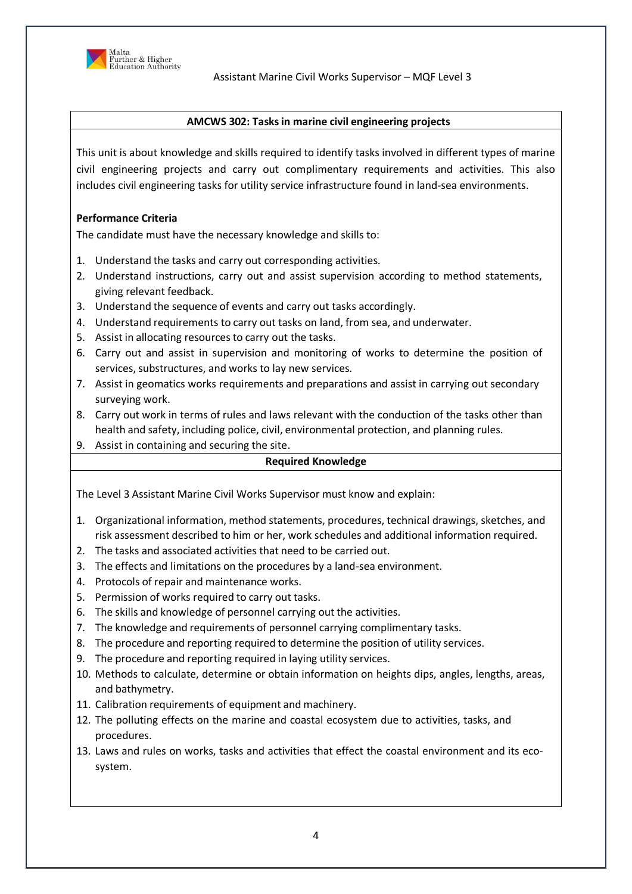### AMCWS 302: Tasks in marine civil engineering projects

This unit is about knowledge and skills required to identify tasks involved in different types of marine civil engineering projects and carry out complimentary requirements and activities. This also includes civil engineering tasks for utility service infrastructure found in land-sea environments.

**Performance Criteria**

The candidate must have the necessary knowledge and skills to:

1. Understand the tasks and carry out corresponding activities.
2. Understand instructions, carry out and assist supervision according to method statements, giving relevant feedback.
3. Understand the sequence of events and carry out tasks accordingly.
4. Understand requirements to carry out tasks on land, from sea, and underwater.
5. Assist in allocating resources to carry out the tasks.
6. Carry out and assist in supervision and monitoring of works to determine the position of services, substructures, and works to lay new services.
7. Assist in geomatics works requirements and preparations and assist in carrying out secondary surveying work.
8. Carry out work in terms of rules and laws relevant with the conduction of the tasks other than health and safety, including police, civil, environmental protection, and planning rules.
9. Assist in containing and securing the site.

**Required Knowledge**

The Level 3 Assistant Marine Civil Works Supervisor must know and explain:

1. Organizational information, method statements, procedures, technical drawings, sketches, and risk assessment described to him or her, work schedules and additional information required.
2. The tasks and associated activities that need to be carried out.
3. The effects and limitations on the procedures by a land-sea environment.
4. Protocols of repair and maintenance works.
5. Permission of works required to carry out tasks.
6. The skills and knowledge of personnel carrying out the activities.
7. The knowledge and requirements of personnel carrying complimentary tasks.
8. The procedure and reporting required to determine the position of utility services.
9. The procedure and reporting required in laying utility services.
10. Methods to calculate, determine or obtain information on heights dips, angles, lengths, areas, and bathymetry.
11. Calibration requirements of equipment and machinery.
12. The polluting effects on the marine and coastal ecosystem due to activities, tasks, and procedures.
13. Laws and rules on works, tasks and activities that effect the coastal environment and its eco-system.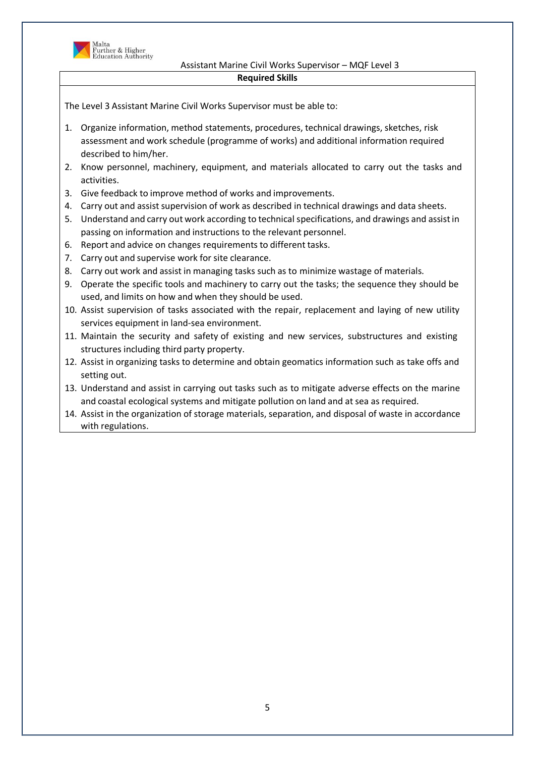**Required Skills**

The Level 3 Assistant Marine Civil Works Supervisor must be able to:

1. Organize information, method statements, procedures, technical drawings, sketches, risk assessment and work schedule (programme of works) and additional information required described to him/her.
2. Know personnel, machinery, equipment, and materials allocated to carry out the tasks and activities.
3. Give feedback to improve method of works and improvements.
4. Carry out and assist supervision of work as described in technical drawings and data sheets.
5. Understand and carry out work according to technical specifications, and drawings and assist in passing on information and instructions to the relevant personnel.
6. Report and advice on changes requirements to different tasks.
7. Carry out and supervise work for site clearance.
8. Carry out work and assist in managing tasks such as to minimize wastage of materials.
9. Operate the specific tools and machinery to carry out the tasks; the sequence they should be used, and limits on how and when they should be used.
10. Assist supervision of tasks associated with the repair, replacement and laying of new utility services equipment in land-sea environment.
11. Maintain the security and safety of existing and new services, substructures and existing structures including third party property.
12. Assist in organizing tasks to determine and obtain geomatics information such as take offs and setting out.
13. Understand and assist in carrying out tasks such as to mitigate adverse effects on the marine and coastal ecological systems and mitigate pollution on land and at sea as required.
14. Assist in the organization of storage materials, separation, and disposal of waste in accordance with regulations.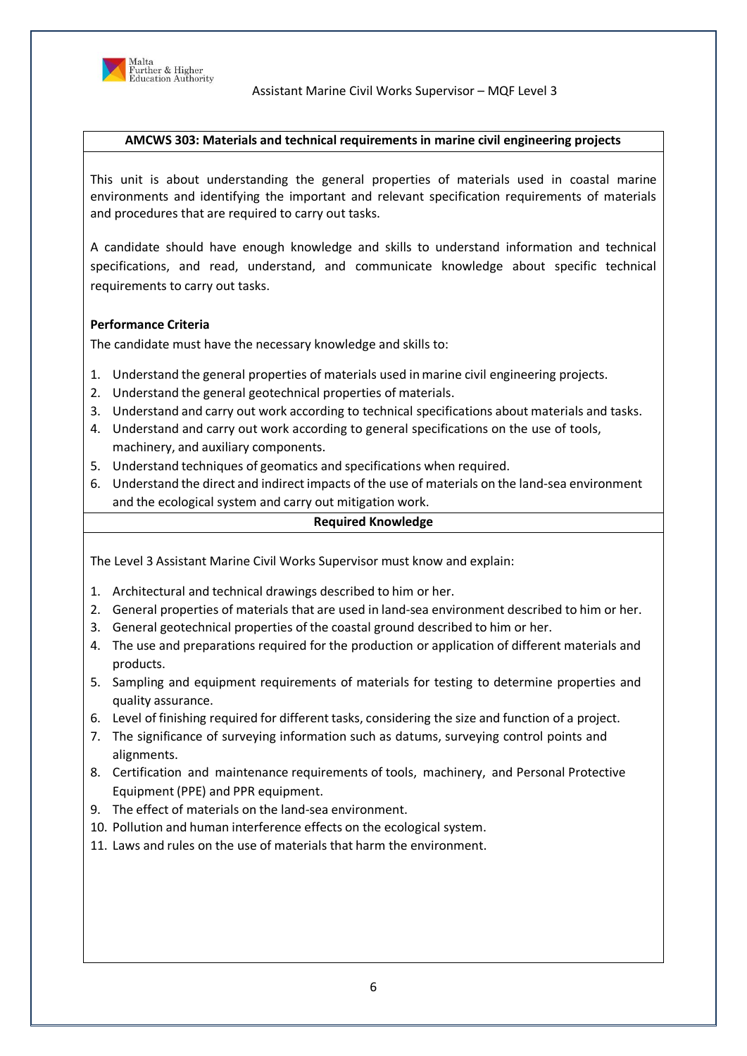**AMCWS 303: Materials and technical requirements in marine civil engineering projects**

This unit is about understanding the general properties of materials used in coastal marine environments and identifying the important and relevant specification requirements of materials and procedures that are required to carry out tasks.

A candidate should have enough knowledge and skills to understand information and technical specifications, and read, understand, and communicate knowledge about specific technical requirements to carry out tasks.

**Performance Criteria**

The candidate must have the necessary knowledge and skills to:

1. Understand the general properties of materials used in marine civil engineering projects.
2. Understand the general geotechnical properties of materials.
3. Understand and carry out work according to technical specifications about materials and tasks.
4. Understand and carry out work according to general specifications on the use of tools, machinery, and auxiliary components.
5. Understand techniques of geomatics and specifications when required.
6. Understand the direct and indirect impacts of the use of materials on the land-sea environment and the ecological system and carry out mitigation work.

**Required Knowledge**

The Level 3 Assistant Marine Civil Works Supervisor must know and explain:

1. Architectural and technical drawings described to him or her.
2. General properties of materials that are used in land-sea environment described to him or her.
3. General geotechnical properties of the coastal ground described to him or her.
4. The use and preparations required for the production or application of different materials and products.
5. Sampling and equipment requirements of materials for testing to determine properties and quality assurance.
6. Level of finishing required for different tasks, considering the size and function of a project.
7. The significance of surveying information such as datums, surveying control points and alignments.
8. Certification and maintenance requirements of tools, machinery, and Personal Protective Equipment (PPE) and PPR equipment.
9. The effect of materials on the land-sea environment.
10. Pollution and human interference effects on the ecological system.
11. Laws and rules on the use of materials that harm the environment.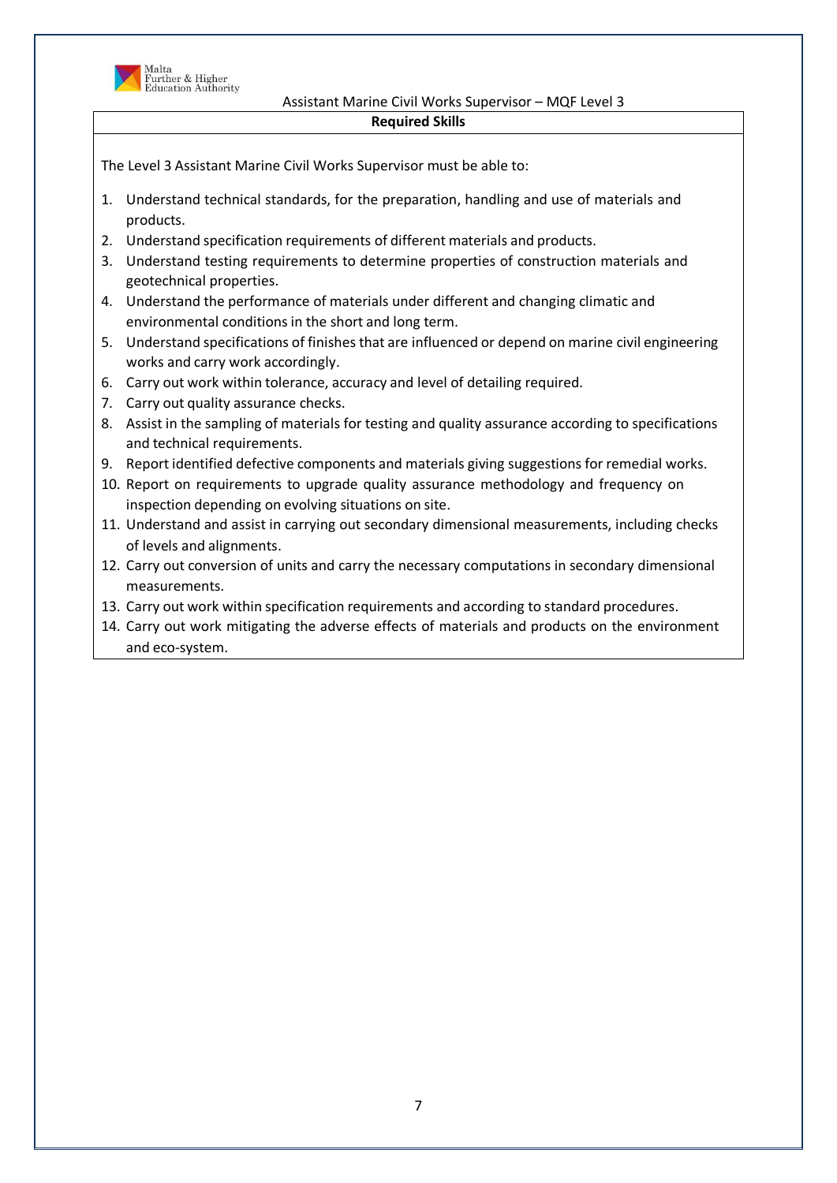## Required Skills

The Level 3 Assistant Marine Civil Works Supervisor must be able to:

1. Understand technical standards, for the preparation, handling and use of materials and products.
2. Understand specification requirements of different materials and products.
3. Understand testing requirements to determine properties of construction materials and geotechnical properties.
4. Understand the performance of materials under different and changing climatic and environmental conditions in the short and long term.
5. Understand specifications of finishes that are influenced or depend on marine civil engineering works and carry work accordingly.
6. Carry out work within tolerance, accuracy and level of detailing required.
7. Carry out quality assurance checks.
8. Assist in the sampling of materials for testing and quality assurance according to specifications and technical requirements.
9. Report identified defective components and materials giving suggestions for remedial works.
10. Report on requirements to upgrade quality assurance methodology and frequency on inspection depending on evolving situations on site.
11. Understand and assist in carrying out secondary dimensional measurements, including checks of levels and alignments.
12. Carry out conversion of units and carry the necessary computations in secondary dimensional measurements.
13. Carry out work within specification requirements and according to standard procedures.
14. Carry out work mitigating the adverse effects of materials and products on the environment and eco-system.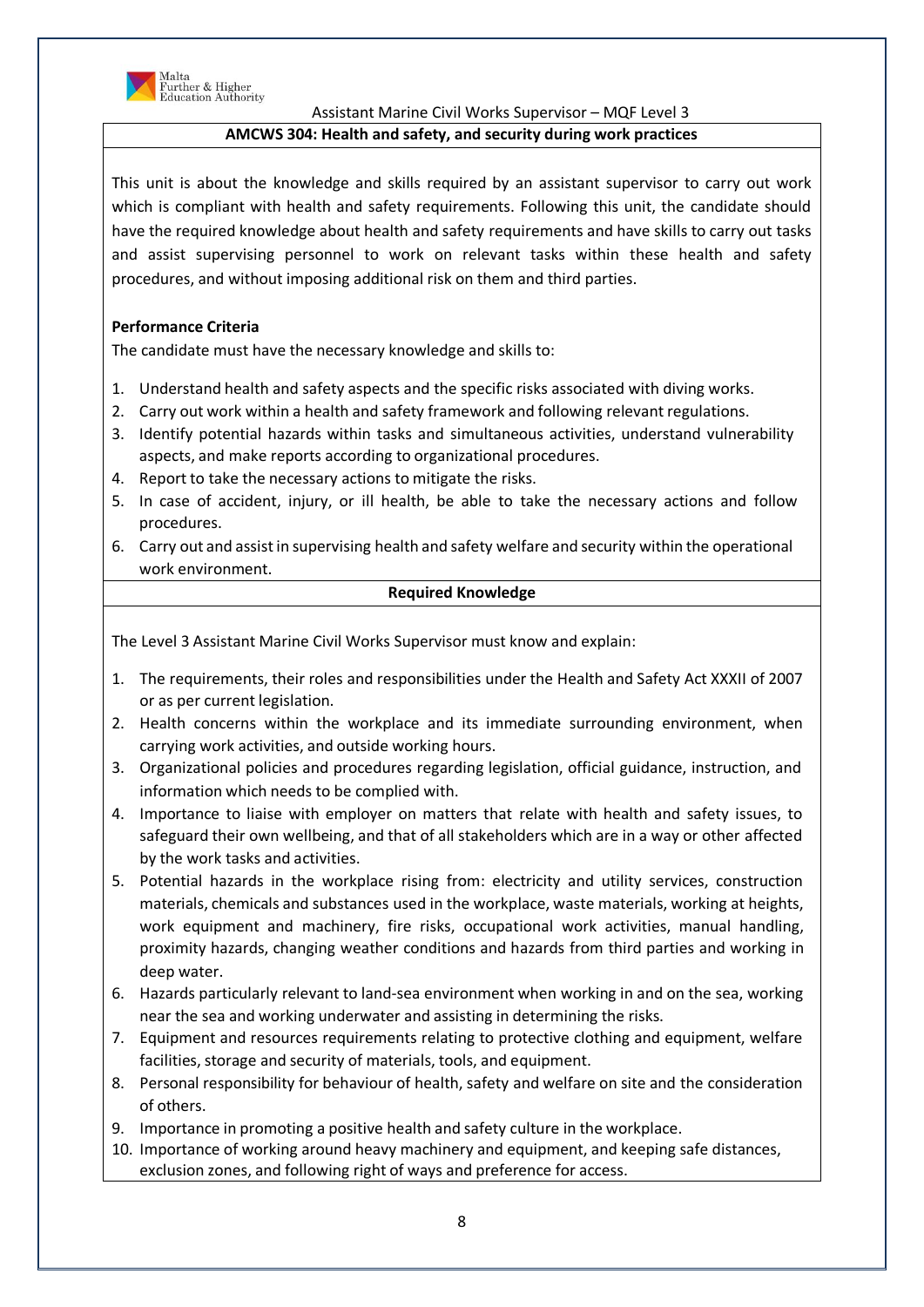## AMCWS 304: Health and safety, and security during work practices

This unit is about the knowledge and skills required by an assistant supervisor to carry out work which is compliant with health and safety requirements. Following this unit, the candidate should have the required knowledge about health and safety requirements and have skills to carry out tasks and assist supervising personnel to work on relevant tasks within these health and safety procedures, and without imposing additional risk on them and third parties.

**Performance Criteria**

The candidate must have the necessary knowledge and skills to:

1. Understand health and safety aspects and the specific risks associated with diving works.
2. Carry out work within a health and safety framework and following relevant regulations.
3. Identify potential hazards within tasks and simultaneous activities, understand vulnerability aspects, and make reports according to organizational procedures.
4. Report to take the necessary actions to mitigate the risks.
5. In case of accident, injury, or ill health, be able to take the necessary actions and follow procedures.
6. Carry out and assist in supervising health and safety welfare and security within the operational work environment.

### Required Knowledge

The Level 3 Assistant Marine Civil Works Supervisor must know and explain:

1. The requirements, their roles and responsibilities under the Health and Safety Act XXXII of 2007 or as per current legislation.
2. Health concerns within the workplace and its immediate surrounding environment, when carrying work activities, and outside working hours.
3. Organizational policies and procedures regarding legislation, official guidance, instruction, and information which needs to be complied with.
4. Importance to liaise with employer on matters that relate with health and safety issues, to safeguard their own wellbeing, and that of all stakeholders which are in a way or other affected by the work tasks and activities.
5. Potential hazards in the workplace rising from: electricity and utility services, construction materials, chemicals and substances used in the workplace, waste materials, working at heights, work equipment and machinery, fire risks, occupational work activities, manual handling, proximity hazards, changing weather conditions and hazards from third parties and working in deep water.
6. Hazards particularly relevant to land-sea environment when working in and on the sea, working near the sea and working underwater and assisting in determining the risks.
7. Equipment and resources requirements relating to protective clothing and equipment, welfare facilities, storage and security of materials, tools, and equipment.
8. Personal responsibility for behaviour of health, safety and welfare on site and the consideration of others.
9. Importance in promoting a positive health and safety culture in the workplace.
10. Importance of working around heavy machinery and equipment, and keeping safe distances, exclusion zones, and following right of ways and preference for access.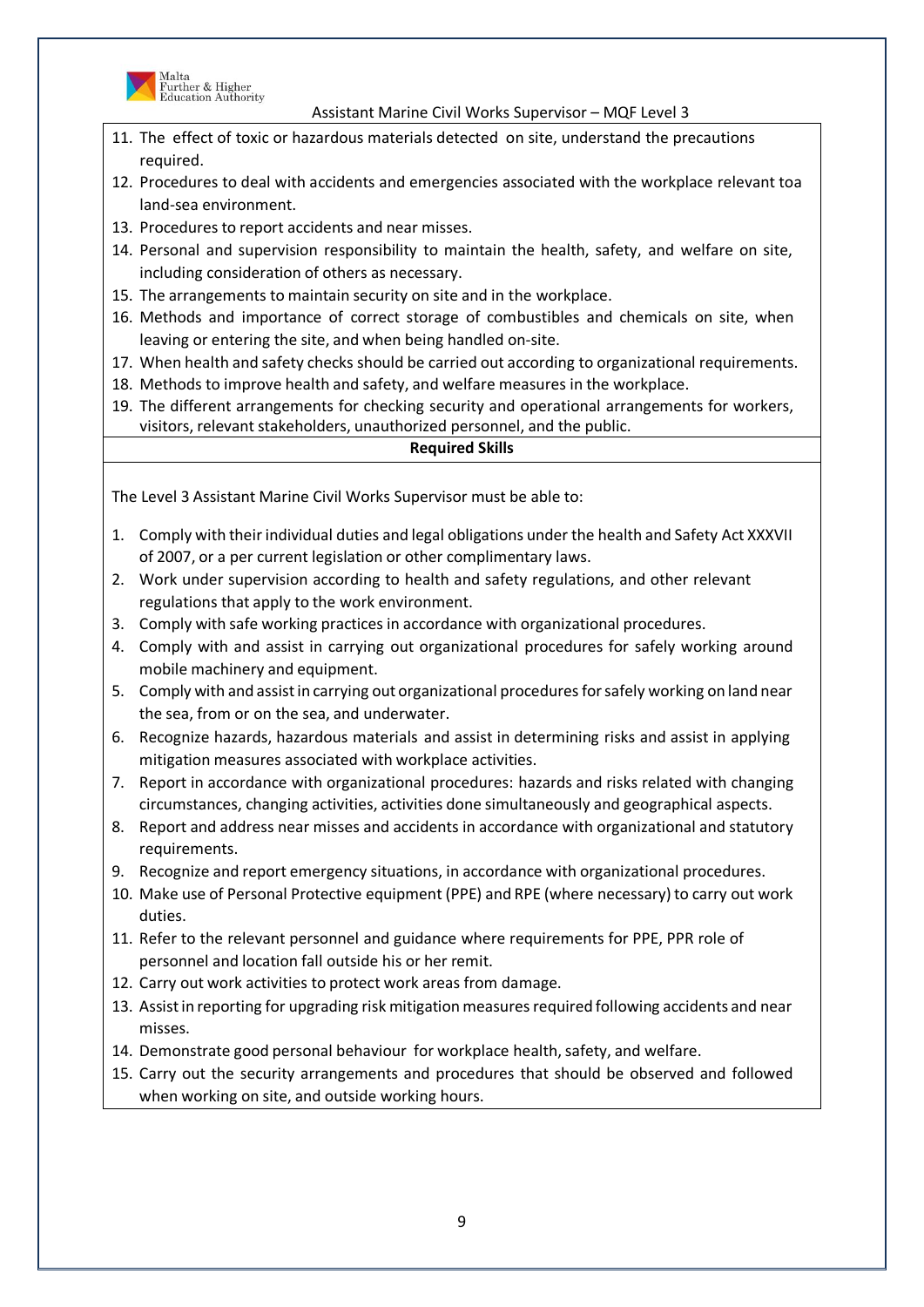11. The effect of toxic or hazardous materials detected on site, understand the precautions required.
12. Procedures to deal with accidents and emergencies associated with the workplace relevant toa land-sea environment.
13. Procedures to report accidents and near misses.
14. Personal and supervision responsibility to maintain the health, safety, and welfare on site, including consideration of others as necessary.
15. The arrangements to maintain security on site and in the workplace.
16. Methods and importance of correct storage of combustibles and chemicals on site, when leaving or entering the site, and when being handled on-site.
17. When health and safety checks should be carried out according to organizational requirements.
18. Methods to improve health and safety, and welfare measures in the workplace.
19. The different arrangements for checking security and operational arrangements for workers, visitors, relevant stakeholders, unauthorized personnel, and the public.

**Required Skills**

The Level 3 Assistant Marine Civil Works Supervisor must be able to:

1. Comply with their individual duties and legal obligations under the health and Safety Act XXXVII of 2007, or a per current legislation or other complimentary laws.
2. Work under supervision according to health and safety regulations, and other relevant regulations that apply to the work environment.
3. Comply with safe working practices in accordance with organizational procedures.
4. Comply with and assist in carrying out organizational procedures for safely working around mobile machinery and equipment.
5. Comply with and assist in carrying out organizational procedures for safely working on land near the sea, from or on the sea, and underwater.
6. Recognize hazards, hazardous materials and assist in determining risks and assist in applying mitigation measures associated with workplace activities.
7. Report in accordance with organizational procedures: hazards and risks related with changing circumstances, changing activities, activities done simultaneously and geographical aspects.
8. Report and address near misses and accidents in accordance with organizational and statutory requirements.
9. Recognize and report emergency situations, in accordance with organizational procedures.
10. Make use of Personal Protective equipment (PPE) and RPE (where necessary) to carry out work duties.
11. Refer to the relevant personnel and guidance where requirements for PPE, PPR role of personnel and location fall outside his or her remit.
12. Carry out work activities to protect work areas from damage.
13. Assist in reporting for upgrading risk mitigation measures required following accidents and near misses.
14. Demonstrate good personal behaviour for workplace health, safety, and welfare.
15. Carry out the security arrangements and procedures that should be observed and followed when working on site, and outside working hours.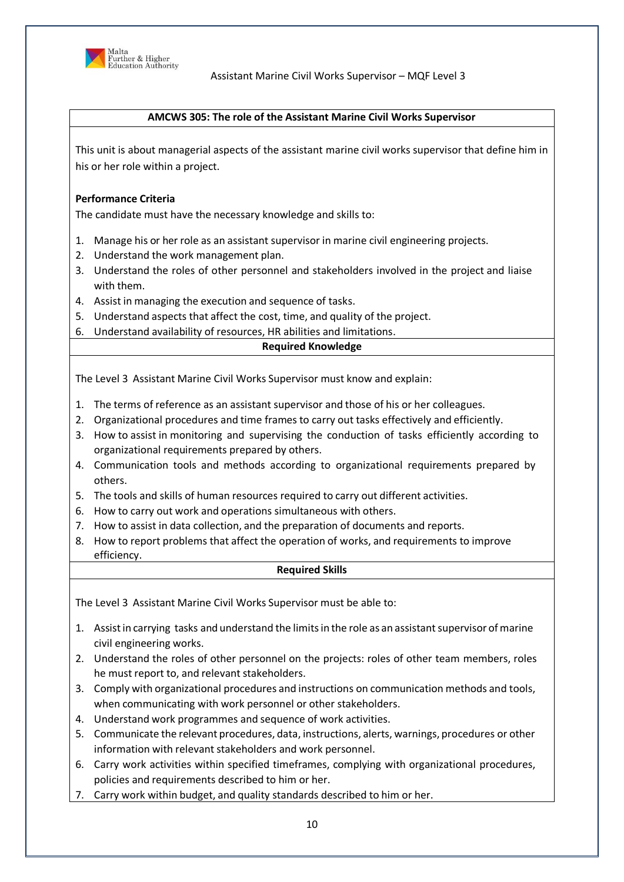## AMCWS 305: The role of the Assistant Marine Civil Works Supervisor

This unit is about managerial aspects of the assistant marine civil works supervisor that define him in his or her role within a project.

**Performance Criteria**

The candidate must have the necessary knowledge and skills to:

1. Manage his or her role as an assistant supervisor in marine civil engineering projects.
2. Understand the work management plan.
3. Understand the roles of other personnel and stakeholders involved in the project and liaise with them.
4. Assist in managing the execution and sequence of tasks.
5. Understand aspects that affect the cost, time, and quality of the project.
6. Understand availability of resources, HR abilities and limitations.

### Required Knowledge

The Level 3 Assistant Marine Civil Works Supervisor must know and explain:

1. The terms of reference as an assistant supervisor and those of his or her colleagues.
2. Organizational procedures and time frames to carry out tasks effectively and efficiently.
3. How to assist in monitoring and supervising the conduction of tasks efficiently according to organizational requirements prepared by others.
4. Communication tools and methods according to organizational requirements prepared by others.
5. The tools and skills of human resources required to carry out different activities.
6. How to carry out work and operations simultaneous with others.
7. How to assist in data collection, and the preparation of documents and reports.
8. How to report problems that affect the operation of works, and requirements to improve efficiency.

### Required Skills

The Level 3 Assistant Marine Civil Works Supervisor must be able to:

1. Assist in carrying tasks and understand the limits in the role as an assistant supervisor of marine civil engineering works.
2. Understand the roles of other personnel on the projects: roles of other team members, roles he must report to, and relevant stakeholders.
3. Comply with organizational procedures and instructions on communication methods and tools, when communicating with work personnel or other stakeholders.
4. Understand work programmes and sequence of work activities.
5. Communicate the relevant procedures, data, instructions, alerts, warnings, procedures or other information with relevant stakeholders and work personnel.
6. Carry work activities within specified timeframes, complying with organizational procedures, policies and requirements described to him or her.
7. Carry work within budget, and quality standards described to him or her.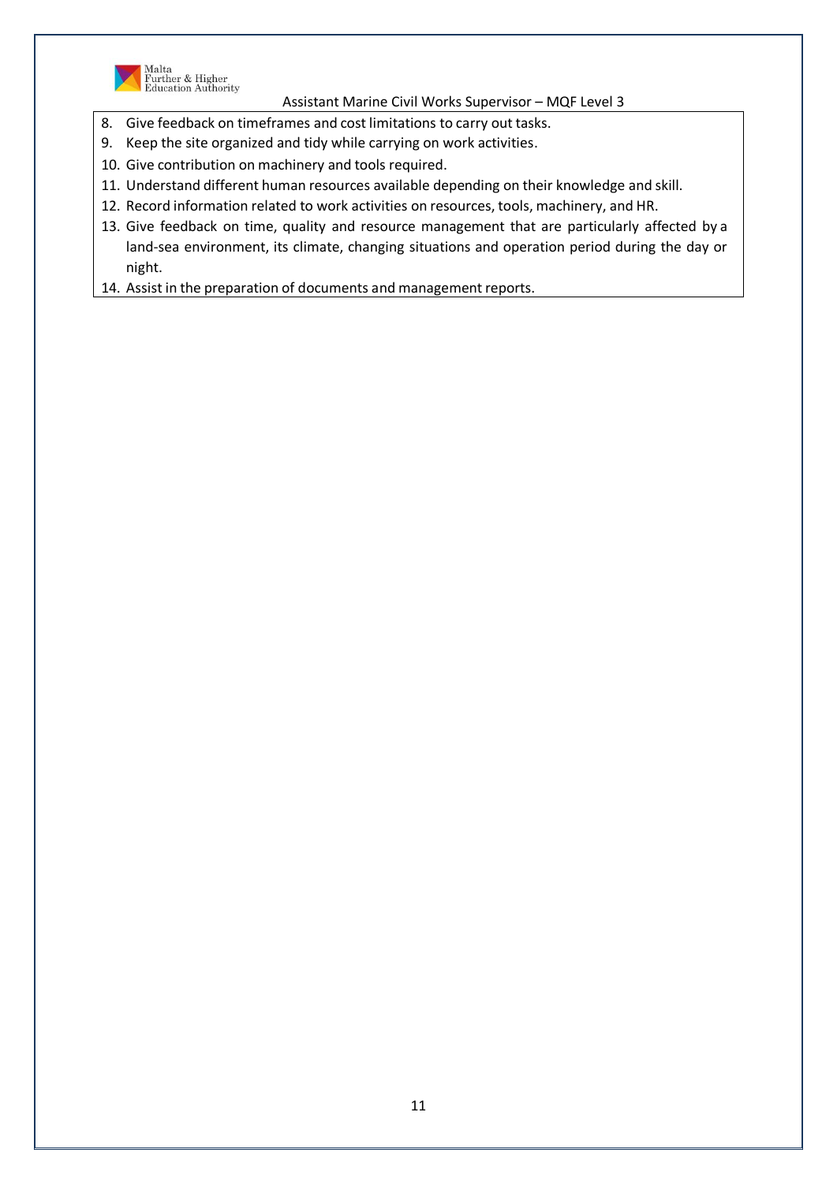8. Give feedback on timeframes and cost limitations to carry out tasks.
9. Keep the site organized and tidy while carrying on work activities.
10. Give contribution on machinery and tools required.
11. Understand different human resources available depending on their knowledge and skill.
12. Record information related to work activities on resources, tools, machinery, and HR.
13. Give feedback on time, quality and resource management that are particularly affected by a land-sea environment, its climate, changing situations and operation period during the day or night.
14. Assist in the preparation of documents and management reports.